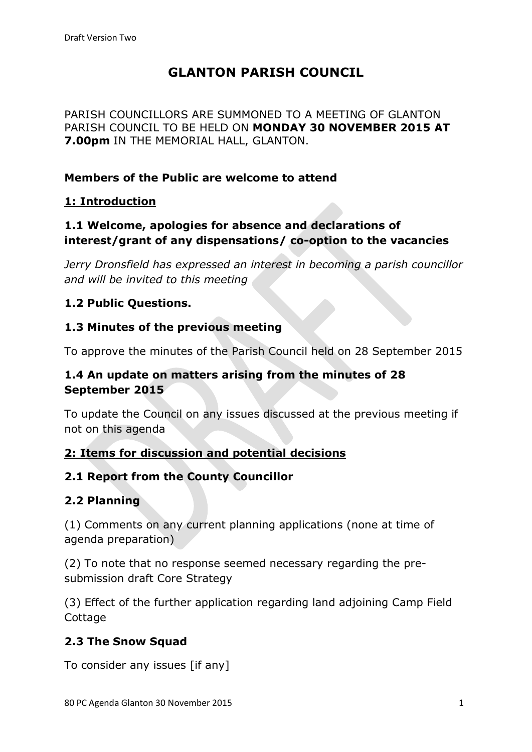# GLANTON PARISH COUNCIL

PARISH COUNCILLORS ARE SUMMONED TO A MEETING OF GLANTON PARISH COUNCIL TO BE HELD ON **MONDAY 30 NOVEMBER 2015 AT 7.00pm** IN THE MEMORIAL HALL, GLANTON.

**Members of the Public are welcome to attend**

## 1: Introduction

### 1.1 Welcome, apologies for absence and declarations of interest/grant of any dispensations/ co-option to the vacancies

*Jerry Dronsfield has expressed an interest in becoming a parish councillor and will be invited to this meeting*

### 1.2 Public Questions.

### 1.3 Minutes of the previous meeting

To approve the minutes of the Parish Council held on 28 September 2015

### 1.4 An update on matters arising from the minutes of 28 September 2015

To update the Council on any issues discussed at the previous meeting if not on this agenda

## 2: Items for discussion and potential decisions

### 2.1 Report from the County Councillor

### 2.2 Planning

(1) Comments on any current planning applications (none at time of agenda preparation)

(2) To note that no response seemed necessary regarding the pre-submission draft Core Strategy

(3) Effect of the further application regarding land adjoining Camp Field Cottage

### 2.3 The Snow Squad

To consider any issues [if any]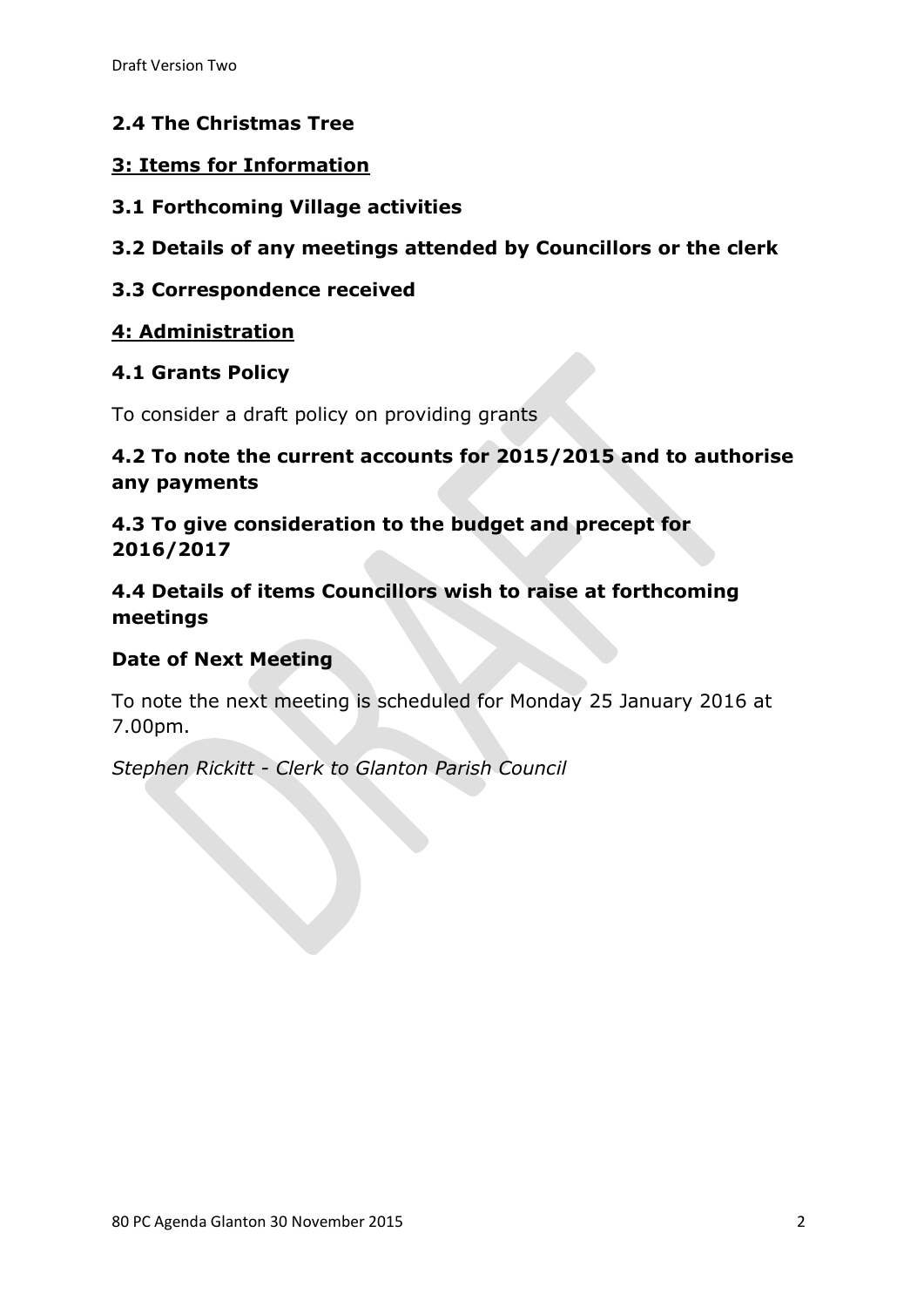**2.4 The Christmas Tree**

## 3: Items for Information

**3.1 Forthcoming Village activities**

**3.2 Details of any meetings attended by Councillors or the clerk**

**3.3 Correspondence received**

## 4: Administration

**4.1 Grants Policy**

To consider a draft policy on providing grants

**4.2 To note the current accounts for 2015/2015 and to authorise any payments**

**4.3 To give consideration to the budget and precept for 2016/2017**

**4.4 Details of items Councillors wish to raise at forthcoming meetings**

**Date of Next Meeting**

To note the next meeting is scheduled for Monday 25 January 2016 at 7.00pm.

*Stephen Rickitt - Clerk to Glanton Parish Council*